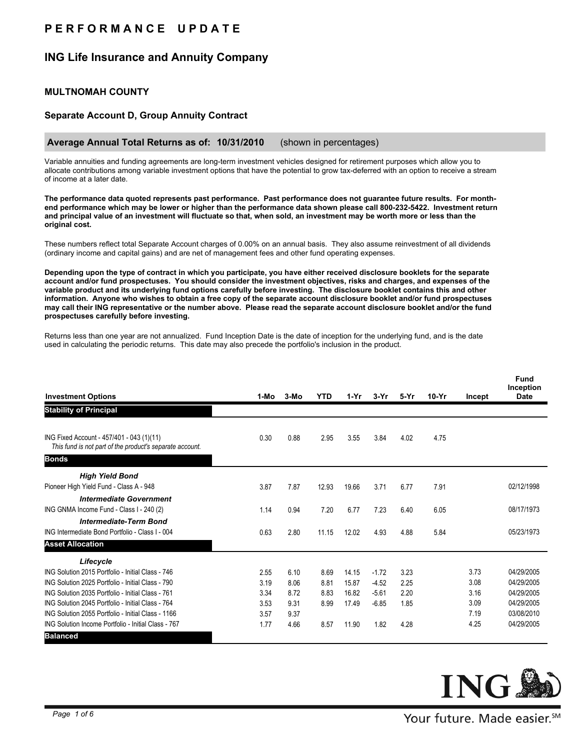# PERFORMANCE UPDATE

## ING Life Insurance and Annuity Company

### MULTNOMAH COUNTY

### Separate Account D, Group Annuity Contract

**Average Annual Total Returns as of: 10/31/2010** (shown in percentages)

Variable annuities and funding agreements are long-term investment vehicles designed for retirement purposes which allow you to allocate contributions among variable investment options that have the potential to grow tax-deferred with an option to receive a stream of income at a later date.

**The performance data quoted represents past performance. Past performance does not guarantee future results. For month-end performance which may be lower or higher than the performance data shown please call 800-232-5422. Investment return and principal value of an investment will fluctuate so that, when sold, an investment may be worth more or less than the original cost.**

These numbers reflect total Separate Account charges of 0.00% on an annual basis. They also assume reinvestment of all dividends (ordinary income and capital gains) and are net of management fees and other fund operating expenses.

**Depending upon the type of contract in which you participate, you have either received disclosure booklets for the separate account and/or fund prospectuses. You should consider the investment objectives, risks and charges, and expenses of the variable product and its underlying fund options carefully before investing. The disclosure booklet contains this and other information. Anyone who wishes to obtain a free copy of the separate account disclosure booklet and/or fund prospectuses may call their ING representative or the number above. Please read the separate account disclosure booklet and/or the fund prospectuses carefully before investing.**

Returns less than one year are not annualized. Fund Inception Date is the date of inception for the underlying fund, and is the date used in calculating the periodic returns. This date may also precede the portfolio's inclusion in the product.

| Investment Options | 1-Mo | 3-Mo | YTD | 1-Yr | 3-Yr | 5-Yr | 10-Yr | Incept | Fund Inception Date |
|---|---|---|---|---|---|---|---|---|---|
| **Stability of Principal** | | | | | | | | | |
| ING Fixed Account - 457/401 - 043 (1)(11)<br>*This fund is not part of the product's separate account.* | 0.30 | 0.88 | 2.95 | 3.55 | 3.84 | 4.02 | 4.75 | | |
| **Bonds** | | | | | | | | | |
| ***High Yield Bond*** | | | | | | | | | |
| Pioneer High Yield Fund - Class A - 948 | 3.87 | 7.87 | 12.93 | 19.66 | 3.71 | 6.77 | 7.91 | | 02/12/1998 |
| ***Intermediate Government*** | | | | | | | | | |
| ING GNMA Income Fund - Class I - 240 (2) | 1.14 | 0.94 | 7.20 | 6.77 | 7.23 | 6.40 | 6.05 | | 08/17/1973 |
| ***Intermediate-Term Bond*** | | | | | | | | | |
| ING Intermediate Bond Portfolio - Class I - 004 | 0.63 | 2.80 | 11.15 | 12.02 | 4.93 | 4.88 | 5.84 | | 05/23/1973 |
| **Asset Allocation** | | | | | | | | | |
| ***Lifecycle*** | | | | | | | | | |
| ING Solution 2015 Portfolio - Initial Class - 746 | 2.55 | 6.10 | 8.69 | 14.15 | -1.72 | 3.23 | | 3.73 | 04/29/2005 |
| ING Solution 2025 Portfolio - Initial Class - 790 | 3.19 | 8.06 | 8.81 | 15.87 | -4.52 | 2.25 | | 3.08 | 04/29/2005 |
| ING Solution 2035 Portfolio - Initial Class - 761 | 3.34 | 8.72 | 8.83 | 16.82 | -5.61 | 2.20 | | 3.16 | 04/29/2005 |
| ING Solution 2045 Portfolio - Initial Class - 764 | 3.53 | 9.31 | 8.99 | 17.49 | -6.85 | 1.85 | | 3.09 | 04/29/2005 |
| ING Solution 2055 Portfolio - Initial Class - 1166 | 3.57 | 9.37 | | | | | | 7.19 | 03/08/2010 |
| ING Solution Income Portfolio - Initial Class - 767 | 1.77 | 4.66 | 8.57 | 11.90 | 1.82 | 4.28 | | 4.25 | 04/29/2005 |
| **Balanced** | | | | | | | | | |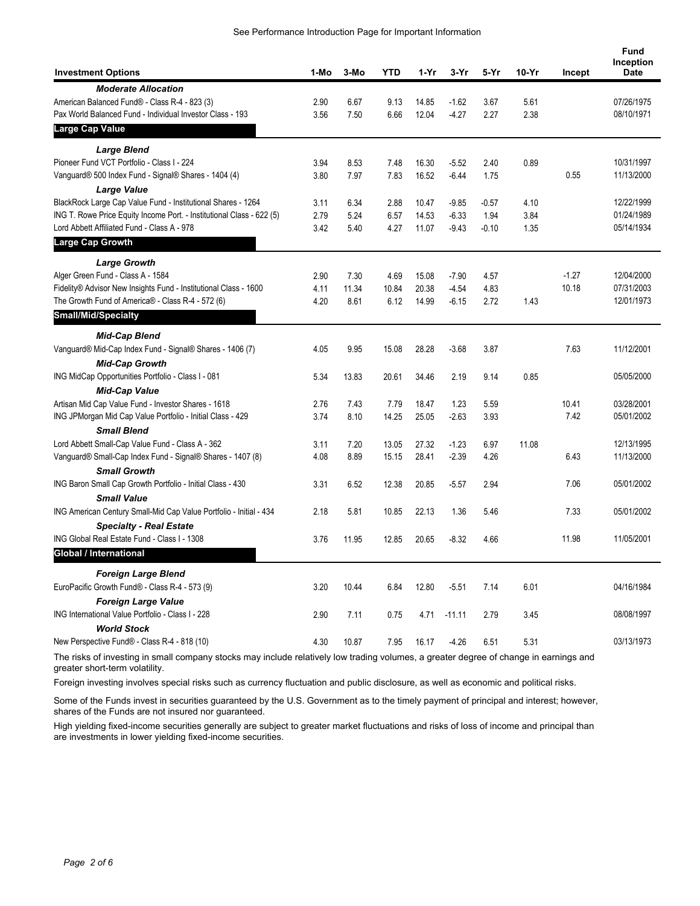See Performance Introduction Page for Important Information

| Investment Options | 1-Mo | 3-Mo | YTD | 1-Yr | 3-Yr | 5-Yr | 10-Yr | Incept | Fund Inception Date |
|---|---|---|---|---|---|---|---|---|---|
| ***Moderate Allocation*** | | | | | | | | | |
| American Balanced Fund® - Class R-4 - 823 (3) | 2.90 | 6.67 | 9.13 | 14.85 | -1.62 | 3.67 | 5.61 | | 07/26/1975 |
| Pax World Balanced Fund - Individual Investor Class - 193 | 3.56 | 7.50 | 6.66 | 12.04 | -4.27 | 2.27 | 2.38 | | 08/10/1971 |
| **Large Cap Value** | | | | | | | | | |
| ***Large Blend*** | | | | | | | | | |
| Pioneer Fund VCT Portfolio - Class I - 224 | 3.94 | 8.53 | 7.48 | 16.30 | -5.52 | 2.40 | 0.89 | | 10/31/1997 |
| Vanguard® 500 Index Fund - Signal® Shares - 1404 (4) | 3.80 | 7.97 | 7.83 | 16.52 | -6.44 | 1.75 | | 0.55 | 11/13/2000 |
| ***Large Value*** | | | | | | | | | |
| BlackRock Large Cap Value Fund - Institutional Shares - 1264 | 3.11 | 6.34 | 2.88 | 10.47 | -9.85 | -0.57 | 4.10 | | 12/22/1999 |
| ING T. Rowe Price Equity Income Port. - Institutional Class - 622 (5) | 2.79 | 5.24 | 6.57 | 14.53 | -6.33 | 1.94 | 3.84 | | 01/24/1989 |
| Lord Abbett Affiliated Fund - Class A - 978 | 3.42 | 5.40 | 4.27 | 11.07 | -9.43 | -0.10 | 1.35 | | 05/14/1934 |
| **Large Cap Growth** | | | | | | | | | |
| ***Large Growth*** | | | | | | | | | |
| Alger Green Fund - Class A - 1584 | 2.90 | 7.30 | 4.69 | 15.08 | -7.90 | 4.57 | | -1.27 | 12/04/2000 |
| Fidelity® Advisor New Insights Fund - Institutional Class - 1600 | 4.11 | 11.34 | 10.84 | 20.38 | -4.54 | 4.83 | | 10.18 | 07/31/2003 |
| The Growth Fund of America® - Class R-4 - 572 (6) | 4.20 | 8.61 | 6.12 | 14.99 | -6.15 | 2.72 | 1.43 | | 12/01/1973 |
| **Small/Mid/Specialty** | | | | | | | | | |
| ***Mid-Cap Blend*** | | | | | | | | | |
| Vanguard® Mid-Cap Index Fund - Signal® Shares - 1406 (7) | 4.05 | 9.95 | 15.08 | 28.28 | -3.68 | 3.87 | | 7.63 | 11/12/2001 |
| ***Mid-Cap Growth*** | | | | | | | | | |
| ING MidCap Opportunities Portfolio - Class I - 081 | 5.34 | 13.83 | 20.61 | 34.46 | 2.19 | 9.14 | 0.85 | | 05/05/2000 |
| ***Mid-Cap Value*** | | | | | | | | | |
| Artisan Mid Cap Value Fund - Investor Shares - 1618 | 2.76 | 7.43 | 7.79 | 18.47 | 1.23 | 5.59 | | 10.41 | 03/28/2001 |
| ING JPMorgan Mid Cap Value Portfolio - Initial Class - 429 | 3.74 | 8.10 | 14.25 | 25.05 | -2.63 | 3.93 | | 7.42 | 05/01/2002 |
| ***Small Blend*** | | | | | | | | | |
| Lord Abbett Small-Cap Value Fund - Class A - 362 | 3.11 | 7.20 | 13.05 | 27.32 | -1.23 | 6.97 | 11.08 | | 12/13/1995 |
| Vanguard® Small-Cap Index Fund - Signal® Shares - 1407 (8) | 4.08 | 8.89 | 15.15 | 28.41 | -2.39 | 4.26 | | 6.43 | 11/13/2000 |
| ***Small Growth*** | | | | | | | | | |
| ING Baron Small Cap Growth Portfolio - Initial Class - 430 | 3.31 | 6.52 | 12.38 | 20.85 | -5.57 | 2.94 | | 7.06 | 05/01/2002 |
| ***Small Value*** | | | | | | | | | |
| ING American Century Small-Mid Cap Value Portfolio - Initial - 434 | 2.18 | 5.81 | 10.85 | 22.13 | 1.36 | 5.46 | | 7.33 | 05/01/2002 |
| ***Specialty - Real Estate*** | | | | | | | | | |
| ING Global Real Estate Fund - Class I - 1308 | 3.76 | 11.95 | 12.85 | 20.65 | -8.32 | 4.66 | | 11.98 | 11/05/2001 |
| **Global / International** | | | | | | | | | |
| ***Foreign Large Blend*** | | | | | | | | | |
| EuroPacific Growth Fund® - Class R-4 - 573 (9) | 3.20 | 10.44 | 6.84 | 12.80 | -5.51 | 7.14 | 6.01 | | 04/16/1984 |
| ***Foreign Large Value*** | | | | | | | | | |
| ING International Value Portfolio - Class I - 228 | 2.90 | 7.11 | 0.75 | 4.71 | -11.11 | 2.79 | 3.45 | | 08/08/1997 |
| ***World Stock*** | | | | | | | | | |
| New Perspective Fund® - Class R-4 - 818 (10) | 4.30 | 10.87 | 7.95 | 16.17 | -4.26 | 6.51 | 5.31 | | 03/13/1973 |

The risks of investing in small company stocks may include relatively low trading volumes, a greater degree of change in earnings and greater short-term volatility.

Foreign investing involves special risks such as currency fluctuation and public disclosure, as well as economic and political risks.

Some of the Funds invest in securities guaranteed by the U.S. Government as to the timely payment of principal and interest; however, shares of the Funds are not insured nor guaranteed.

High yielding fixed-income securities generally are subject to greater market fluctuations and risks of loss of income and principal than are investments in lower yielding fixed-income securities.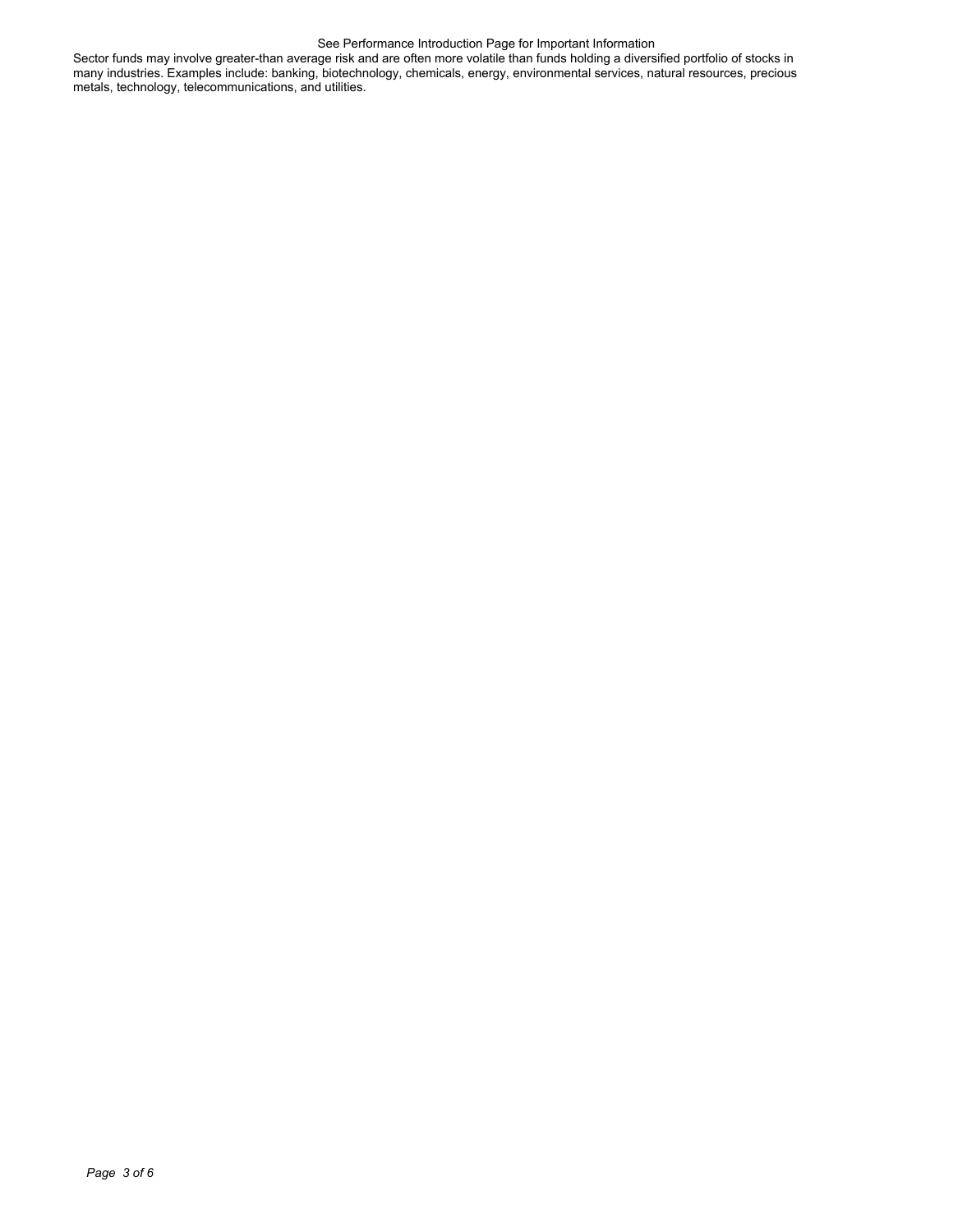Sector funds may involve greater-than average risk and are often more volatile than funds holding a diversified portfolio of stocks in many industries. Examples include: banking, biotechnology, chemicals, energy, environmental services, natural resources, precious metals, technology, telecommunications, and utilities.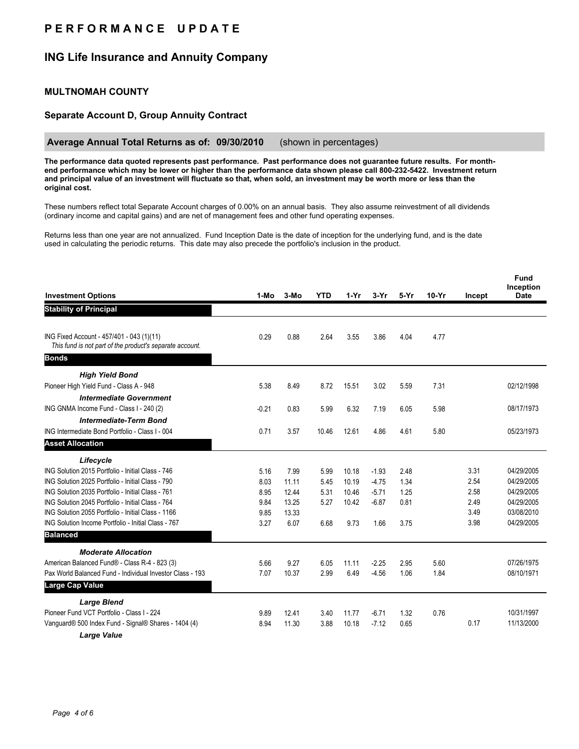# PERFORMANCE UPDATE

## ING Life Insurance and Annuity Company

### MULTNOMAH COUNTY

### Separate Account D, Group Annuity Contract

**Average Annual Total Returns as of: 09/30/2010** (shown in percentages)

**The performance data quoted represents past performance. Past performance does not guarantee future results. For month-end performance which may be lower or higher than the performance data shown please call 800-232-5422. Investment return and principal value of an investment will fluctuate so that, when sold, an investment may be worth more or less than the original cost.**

These numbers reflect total Separate Account charges of 0.00% on an annual basis. They also assume reinvestment of all dividends (ordinary income and capital gains) and are net of management fees and other fund operating expenses.

Returns less than one year are not annualized. Fund Inception Date is the date of inception for the underlying fund, and is the date used in calculating the periodic returns. This date may also precede the portfolio's inclusion in the product.

| Investment Options | 1-Mo | 3-Mo | YTD | 1-Yr | 3-Yr | 5-Yr | 10-Yr | Incept | Fund Inception Date |
|---|---|---|---|---|---|---|---|---|---|
| **Stability of Principal** | | | | | | | | | |
| ING Fixed Account - 457/401 - 043 (1)(11)<br>*This fund is not part of the product's separate account.* | 0.29 | 0.88 | 2.64 | 3.55 | 3.86 | 4.04 | 4.77 | | |
| **Bonds** | | | | | | | | | |
| ***High Yield Bond*** | | | | | | | | | |
| Pioneer High Yield Fund - Class A - 948 | 5.38 | 8.49 | 8.72 | 15.51 | 3.02 | 5.59 | 7.31 | | 02/12/1998 |
| ***Intermediate Government*** | | | | | | | | | |
| ING GNMA Income Fund - Class I - 240 (2) | -0.21 | 0.83 | 5.99 | 6.32 | 7.19 | 6.05 | 5.98 | | 08/17/1973 |
| ***Intermediate-Term Bond*** | | | | | | | | | |
| ING Intermediate Bond Portfolio - Class I - 004 | 0.71 | 3.57 | 10.46 | 12.61 | 4.86 | 4.61 | 5.80 | | 05/23/1973 |
| **Asset Allocation** | | | | | | | | | |
| ***Lifecycle*** | | | | | | | | | |
| ING Solution 2015 Portfolio - Initial Class - 746 | 5.16 | 7.99 | 5.99 | 10.18 | -1.93 | 2.48 | | 3.31 | 04/29/2005 |
| ING Solution 2025 Portfolio - Initial Class - 790 | 8.03 | 11.11 | 5.45 | 10.19 | -4.75 | 1.34 | | 2.54 | 04/29/2005 |
| ING Solution 2035 Portfolio - Initial Class - 761 | 8.95 | 12.44 | 5.31 | 10.46 | -5.71 | 1.25 | | 2.58 | 04/29/2005 |
| ING Solution 2045 Portfolio - Initial Class - 764 | 9.84 | 13.25 | 5.27 | 10.42 | -6.87 | 0.81 | | 2.49 | 04/29/2005 |
| ING Solution 2055 Portfolio - Initial Class - 1166 | 9.85 | 13.33 | | | | | | 3.49 | 03/08/2010 |
| ING Solution Income Portfolio - Initial Class - 767 | 3.27 | 6.07 | 6.68 | 9.73 | 1.66 | 3.75 | | 3.98 | 04/29/2005 |
| **Balanced** | | | | | | | | | |
| ***Moderate Allocation*** | | | | | | | | | |
| American Balanced Fund® - Class R-4 - 823 (3) | 5.66 | 9.27 | 6.05 | 11.11 | -2.25 | 2.95 | 5.60 | | 07/26/1975 |
| Pax World Balanced Fund - Individual Investor Class - 193 | 7.07 | 10.37 | 2.99 | 6.49 | -4.56 | 1.06 | 1.84 | | 08/10/1971 |
| **Large Cap Value** | | | | | | | | | |
| ***Large Blend*** | | | | | | | | | |
| Pioneer Fund VCT Portfolio - Class I - 224 | 9.89 | 12.41 | 3.40 | 11.77 | -6.71 | 1.32 | 0.76 | | 10/31/1997 |
| Vanguard® 500 Index Fund - Signal® Shares - 1404 (4) | 8.94 | 11.30 | 3.88 | 10.18 | -7.12 | 0.65 | | 0.17 | 11/13/2000 |
| ***Large Value*** | | | | | | | | | |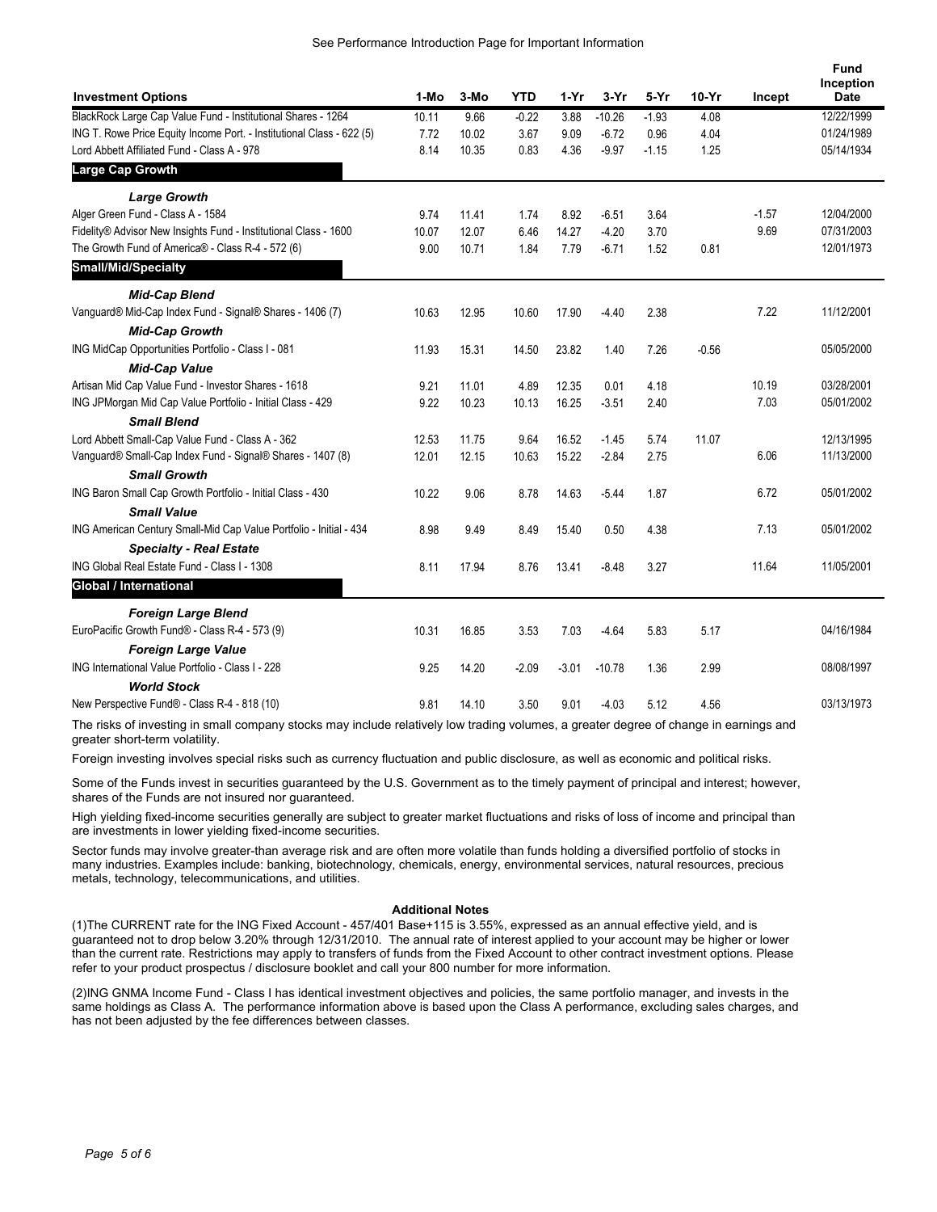See Performance Introduction Page for Important Information

| Investment Options | 1-Mo | 3-Mo | YTD | 1-Yr | 3-Yr | 5-Yr | 10-Yr | Incept | Fund Inception Date |
|---|---|---|---|---|---|---|---|---|---|
| BlackRock Large Cap Value Fund - Institutional Shares - 1264 | 10.11 | 9.66 | -0.22 | 3.88 | -10.26 | -1.93 | 4.08 | | 12/22/1999 |
| ING T. Rowe Price Equity Income Port. - Institutional Class - 622 (5) | 7.72 | 10.02 | 3.67 | 9.09 | -6.72 | 0.96 | 4.04 | | 01/24/1989 |
| Lord Abbett Affiliated Fund - Class A - 978 | 8.14 | 10.35 | 0.83 | 4.36 | -9.97 | -1.15 | 1.25 | | 05/14/1934 |
| **Large Cap Growth** | | | | | | | | | |
| ***Large Growth*** | | | | | | | | | |
| Alger Green Fund - Class A - 1584 | 9.74 | 11.41 | 1.74 | 8.92 | -6.51 | 3.64 | | -1.57 | 12/04/2000 |
| Fidelity® Advisor New Insights Fund - Institutional Class - 1600 | 10.07 | 12.07 | 6.46 | 14.27 | -4.20 | 3.70 | | 9.69 | 07/31/2003 |
| The Growth Fund of America® - Class R-4 - 572 (6) | 9.00 | 10.71 | 1.84 | 7.79 | -6.71 | 1.52 | 0.81 | | 12/01/1973 |
| **Small/Mid/Specialty** | | | | | | | | | |
| ***Mid-Cap Blend*** | | | | | | | | | |
| Vanguard® Mid-Cap Index Fund - Signal® Shares - 1406 (7) | 10.63 | 12.95 | 10.60 | 17.90 | -4.40 | 2.38 | | 7.22 | 11/12/2001 |
| ***Mid-Cap Growth*** | | | | | | | | | |
| ING MidCap Opportunities Portfolio - Class I - 081 | 11.93 | 15.31 | 14.50 | 23.82 | 1.40 | 7.26 | -0.56 | | 05/05/2000 |
| ***Mid-Cap Value*** | | | | | | | | | |
| Artisan Mid Cap Value Fund - Investor Shares - 1618 | 9.21 | 11.01 | 4.89 | 12.35 | 0.01 | 4.18 | | 10.19 | 03/28/2001 |
| ING JPMorgan Mid Cap Value Portfolio - Initial Class - 429 | 9.22 | 10.23 | 10.13 | 16.25 | -3.51 | 2.40 | | 7.03 | 05/01/2002 |
| ***Small Blend*** | | | | | | | | | |
| Lord Abbett Small-Cap Value Fund - Class A - 362 | 12.53 | 11.75 | 9.64 | 16.52 | -1.45 | 5.74 | 11.07 | | 12/13/1995 |
| Vanguard® Small-Cap Index Fund - Signal® Shares - 1407 (8) | 12.01 | 12.15 | 10.63 | 15.22 | -2.84 | 2.75 | | 6.06 | 11/13/2000 |
| ***Small Growth*** | | | | | | | | | |
| ING Baron Small Cap Growth Portfolio - Initial Class - 430 | 10.22 | 9.06 | 8.78 | 14.63 | -5.44 | 1.87 | | 6.72 | 05/01/2002 |
| ***Small Value*** | | | | | | | | | |
| ING American Century Small-Mid Cap Value Portfolio - Initial - 434 | 8.98 | 9.49 | 8.49 | 15.40 | 0.50 | 4.38 | | 7.13 | 05/01/2002 |
| ***Specialty - Real Estate*** | | | | | | | | | |
| ING Global Real Estate Fund - Class I - 1308 | 8.11 | 17.94 | 8.76 | 13.41 | -8.48 | 3.27 | | 11.64 | 11/05/2001 |
| **Global / International** | | | | | | | | | |
| ***Foreign Large Blend*** | | | | | | | | | |
| EuroPacific Growth Fund® - Class R-4 - 573 (9) | 10.31 | 16.85 | 3.53 | 7.03 | -4.64 | 5.83 | 5.17 | | 04/16/1984 |
| ***Foreign Large Value*** | | | | | | | | | |
| ING International Value Portfolio - Class I - 228 | 9.25 | 14.20 | -2.09 | -3.01 | -10.78 | 1.36 | 2.99 | | 08/08/1997 |
| ***World Stock*** | | | | | | | | | |
| New Perspective Fund® - Class R-4 - 818 (10) | 9.81 | 14.10 | 3.50 | 9.01 | -4.03 | 5.12 | 4.56 | | 03/13/1973 |

The risks of investing in small company stocks may include relatively low trading volumes, a greater degree of change in earnings and greater short-term volatility.

Foreign investing involves special risks such as currency fluctuation and public disclosure, as well as economic and political risks.

Some of the Funds invest in securities guaranteed by the U.S. Government as to the timely payment of principal and interest; however, shares of the Funds are not insured nor guaranteed.

High yielding fixed-income securities generally are subject to greater market fluctuations and risks of loss of income and principal than are investments in lower yielding fixed-income securities.

Sector funds may involve greater-than average risk and are often more volatile than funds holding a diversified portfolio of stocks in many industries. Examples include: banking, biotechnology, chemicals, energy, environmental services, natural resources, precious metals, technology, telecommunications, and utilities.

**Additional Notes**

(1)The CURRENT rate for the ING Fixed Account - 457/401 Base+115 is 3.55%, expressed as an annual effective yield, and is guaranteed not to drop below 3.20% through 12/31/2010. The annual rate of interest applied to your account may be higher or lower than the current rate. Restrictions may apply to transfers of funds from the Fixed Account to other contract investment options. Please refer to your product prospectus / disclosure booklet and call your 800 number for more information.

(2)ING GNMA Income Fund - Class I has identical investment objectives and policies, the same portfolio manager, and invests in the same holdings as Class A. The performance information above is based upon the Class A performance, excluding sales charges, and has not been adjusted by the fee differences between classes.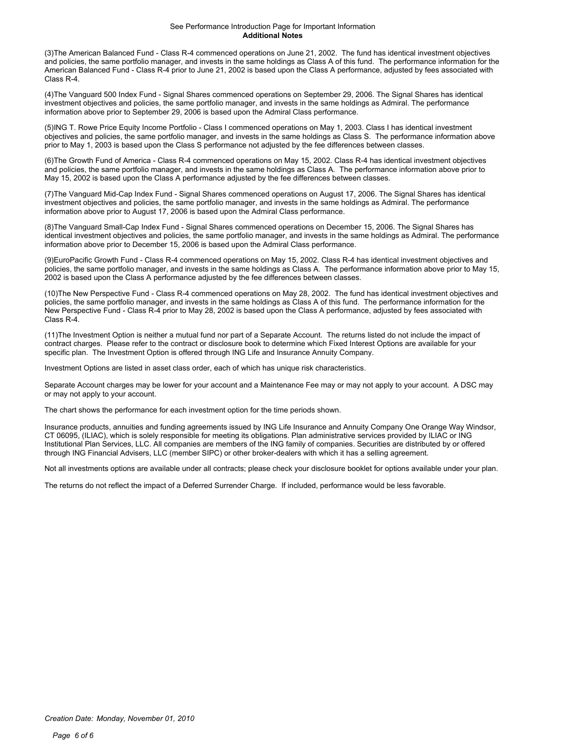## Additional Notes

(3)The American Balanced Fund - Class R-4 commenced operations on June 21, 2002. The fund has identical investment objectives and policies, the same portfolio manager, and invests in the same holdings as Class A of this fund. The performance information for the American Balanced Fund - Class R-4 prior to June 21, 2002 is based upon the Class A performance, adjusted by fees associated with Class R-4.

(4)The Vanguard 500 Index Fund - Signal Shares commenced operations on September 29, 2006. The Signal Shares has identical investment objectives and policies, the same portfolio manager, and invests in the same holdings as Admiral. The performance information above prior to September 29, 2006 is based upon the Admiral Class performance.

(5)ING T. Rowe Price Equity Income Portfolio - Class I commenced operations on May 1, 2003. Class I has identical investment objectives and policies, the same portfolio manager, and invests in the same holdings as Class S. The performance information above prior to May 1, 2003 is based upon the Class S performance not adjusted by the fee differences between classes.

(6)The Growth Fund of America - Class R-4 commenced operations on May 15, 2002. Class R-4 has identical investment objectives and policies, the same portfolio manager, and invests in the same holdings as Class A. The performance information above prior to May 15, 2002 is based upon the Class A performance adjusted by the fee differences between classes.

(7)The Vanguard Mid-Cap Index Fund - Signal Shares commenced operations on August 17, 2006. The Signal Shares has identical investment objectives and policies, the same portfolio manager, and invests in the same holdings as Admiral. The performance information above prior to August 17, 2006 is based upon the Admiral Class performance.

(8)The Vanguard Small-Cap Index Fund - Signal Shares commenced operations on December 15, 2006. The Signal Shares has identical investment objectives and policies, the same portfolio manager, and invests in the same holdings as Admiral. The performance information above prior to December 15, 2006 is based upon the Admiral Class performance.

(9)EuroPacific Growth Fund - Class R-4 commenced operations on May 15, 2002. Class R-4 has identical investment objectives and policies, the same portfolio manager, and invests in the same holdings as Class A. The performance information above prior to May 15, 2002 is based upon the Class A performance adjusted by the fee differences between classes.

(10)The New Perspective Fund - Class R-4 commenced operations on May 28, 2002. The fund has identical investment objectives and policies, the same portfolio manager, and invests in the same holdings as Class A of this fund. The performance information for the New Perspective Fund - Class R-4 prior to May 28, 2002 is based upon the Class A performance, adjusted by fees associated with Class R-4.

(11)The Investment Option is neither a mutual fund nor part of a Separate Account. The returns listed do not include the impact of contract charges. Please refer to the contract or disclosure book to determine which Fixed Interest Options are available for your specific plan. The Investment Option is offered through ING Life and Insurance Annuity Company.

Investment Options are listed in asset class order, each of which has unique risk characteristics.

Separate Account charges may be lower for your account and a Maintenance Fee may or may not apply to your account. A DSC may or may not apply to your account.

The chart shows the performance for each investment option for the time periods shown.

Insurance products, annuities and funding agreements issued by ING Life Insurance and Annuity Company One Orange Way Windsor, CT 06095, (ILIAC), which is solely responsible for meeting its obligations. Plan administrative services provided by ILIAC or ING Institutional Plan Services, LLC. All companies are members of the ING family of companies. Securities are distributed by or offered through ING Financial Advisers, LLC (member SIPC) or other broker-dealers with which it has a selling agreement.

Not all investments options are available under all contracts; please check your disclosure booklet for options available under your plan.

The returns do not reflect the impact of a Deferred Surrender Charge. If included, performance would be less favorable.

*Creation Date: Monday, November 01, 2010*